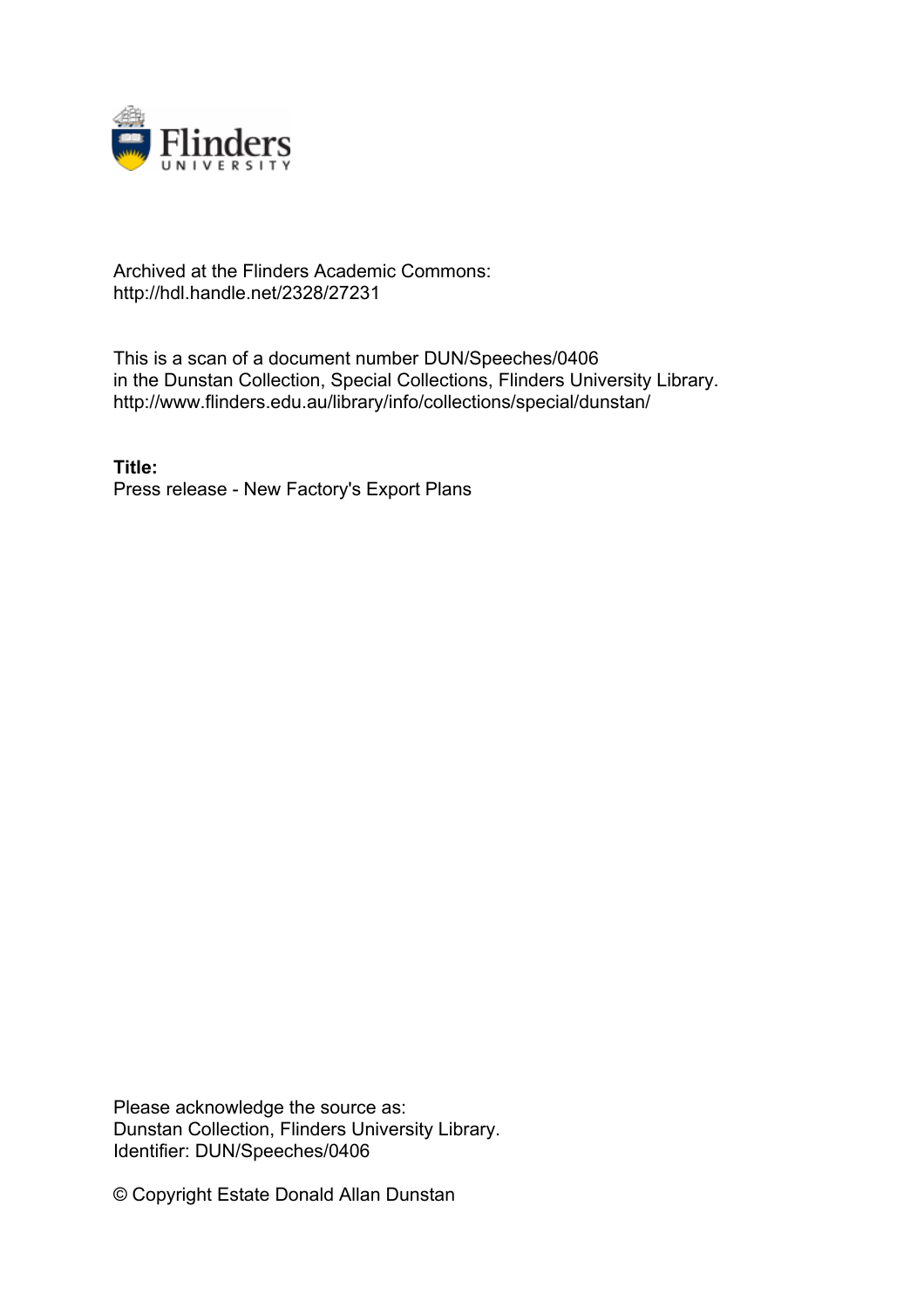Archived at the Flinders Academic Commons:
http://hdl.handle.net/2328/27231

This is a scan of a document number DUN/Speeches/0406
in the Dunstan Collection, Special Collections, Flinders University Library.
http://www.flinders.edu.au/library/info/collections/special/dunstan/

**Title:**
Press release - New Factory's Export Plans

Please acknowledge the source as:
Dunstan Collection, Flinders University Library.
Identifier: DUN/Speeches/0406

© Copyright Estate Donald Allan Dunstan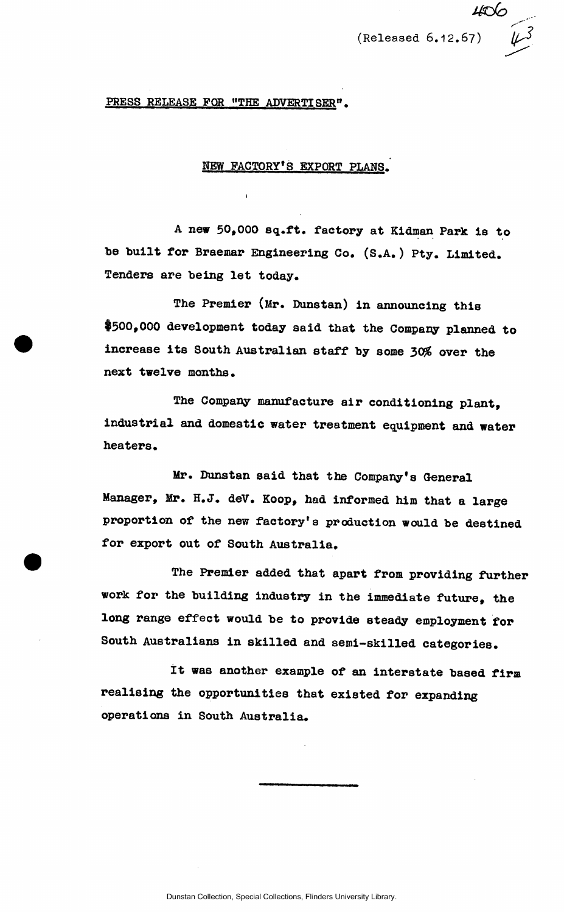(Released 6.12.67)

PRESS RELEASE FOR "THE ADVERTISER".

## NEW FACTORY'S EXPORT PLANS.

A new 50,000 sq.ft. factory at Kidman Park is to be built for Braemar Engineering Co. (S.A.) Pty. Limited. Tenders are being let today.

The Premier (Mr. Dunstan) in announcing this $500,000 development today said that the Company planned to increase its South Australian staff by some 30% over the next twelve months.

The Company manufacture air conditioning plant, industrial and domestic water treatment equipment and water heaters.

Mr. Dunstan said that the Company's General Manager, Mr. H.J. deV. Koop, had informed him that a large proportion of the new factory's production would be destined for export out of South Australia.

The Premier added that apart from providing further work for the building industry in the immediate future, the long range effect would be to provide steady employment for South Australians in skilled and semi-skilled categories.

It was another example of an interstate based firm realising the opportunities that existed for expanding operations in South Australia.

---